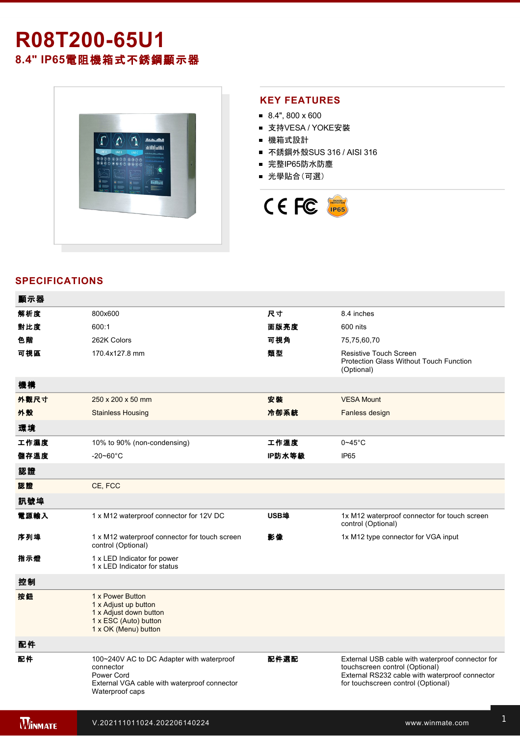# R08T200-65U1

## 8.4" IP65電阻機箱式不銹鋼顯示器

## KEY FEATURES

- 8.4", 800 x 600
- 支持VESA / YOKE安裝
- 機箱式設計
- 不銹鋼外殼SUS 316 / AISI 316
- 完整IP65防水防塵
- 光學貼合（可選）

## SPECIFICATIONS

| 顯示器 | | | |
|---|---|---|---|
| 解析度 | 800x600 | 尺寸 | 8.4 inches |
| 對比度 | 600:1 | 面版亮度 | 600 nits |
| 色階 | 262K Colors | 可視角 | 75,75,60,70 |
| 可視區 | 170.4x127.8 mm | 類型 | Resistive Touch Screen<br>Protection Glass Without Touch Function (Optional) |
| **機構** | | | |
| 外觀尺寸 | 250 x 200 x 50 mm | 安裝 | VESA Mount |
| 外殼 | Stainless Housing | 冷卻系統 | Fanless design |
| **環境** | | | |
| 工作濕度 | 10% to 90% (non-condensing) | 工作溫度 | 0~45°C |
| 儲存溫度 | -20~60°C | IP防水等級 | IP65 |
| **認證** | | | |
| 認證 | CE, FCC | | |
| **訊號埠** | | | |
| 電源輸入 | 1 x M12 waterproof connector for 12V DC | USB埠 | 1x M12 waterproof connector for touch screen control (Optional) |
| 序列埠 | 1 x M12 waterproof connector for touch screen control (Optional) | 影像 | 1x M12 type connector for VGA input |
| 指示燈 | 1 x LED Indicator for power<br>1 x LED Indicator for status | | |
| **控制** | | | |
| 按鈕 | 1 x Power Button<br>1 x Adjust up button<br>1 x Adjust down button<br>1 x ESC (Auto) button<br>1 x OK (Menu) button | | |
| **配件** | | | |
| 配件 | 100~240V AC to DC Adapter with waterproof connector<br>Power Cord<br>External VGA cable with waterproof connector<br>Waterproof caps | 配件選配 | External USB cable with waterproof connector for touchscreen control (Optional)<br>External RS232 cable with waterproof connector for touchscreen control (Optional) |

V.202111011024.202206140224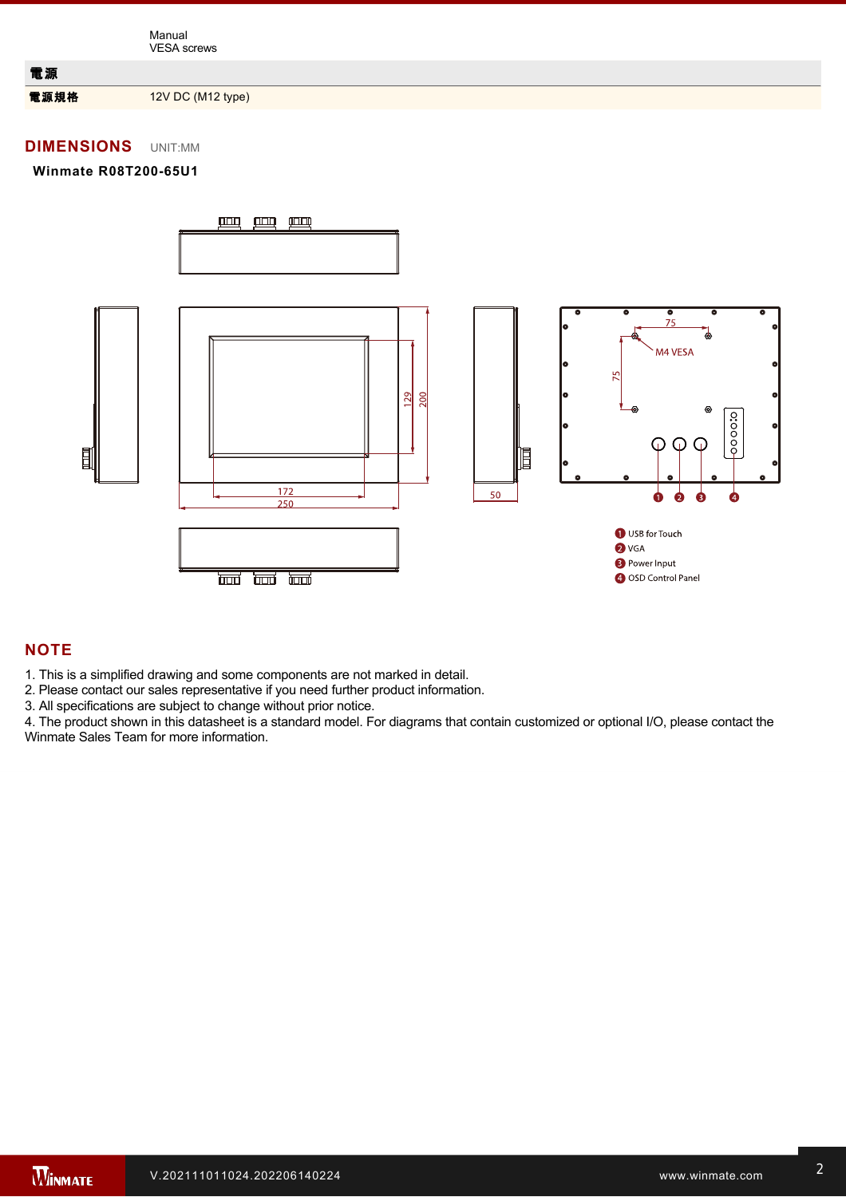| | |
|---|---|
| | Manual<br>VESA screws |
| **電源** | |
| **電源規格** | 12V DC (M12 type) |

## DIMENSIONS UNIT:MM

**Winmate R08T200-65U1**

75
M4 VESA
75
129
200
172
250
50

1 USB for Touch
2 VGA
3 Power Input
4 OSD Control Panel

## NOTE

1. This is a simplified drawing and some components are not marked in detail.
2. Please contact our sales representative if you need further product information.
3. All specifications are subject to change without prior notice.
4. The product shown in this datasheet is a standard model. For diagrams that contain customized or optional I/O, please contact the Winmate Sales Team for more information.